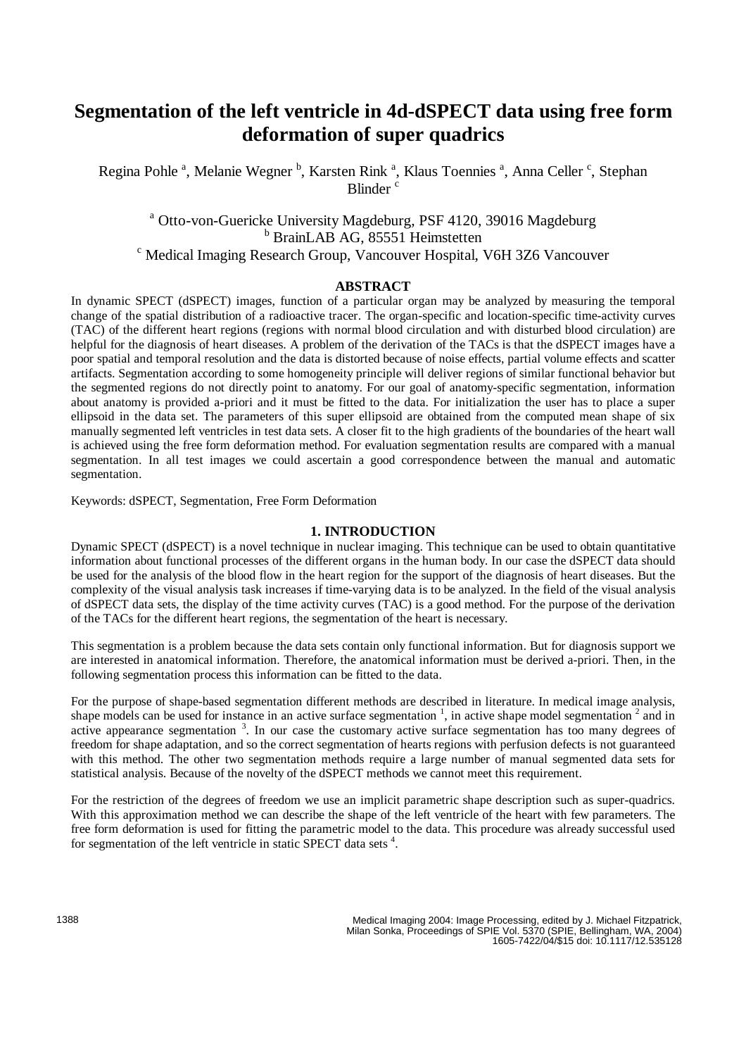# Segmentation of the left ventricle in 4d-dSPECT data using free form deformation of super quadrics

Regina Pohle [a], Melanie Wegner [b], Karsten Rink [a], Klaus Toennies [a], Anna Celler [c], Stephan Blinder [c]

[a] Otto-von-Guericke University Magdeburg, PSF 4120, 39016 Magdeburg
[b] BrainLAB AG, 85551 Heimstetten
[c] Medical Imaging Research Group, Vancouver Hospital, V6H 3Z6 Vancouver

## ABSTRACT

In dynamic SPECT (dSPECT) images, function of a particular organ may be analyzed by measuring the temporal change of the spatial distribution of a radioactive tracer. The organ-specific and location-specific time-activity curves (TAC) of the different heart regions (regions with normal blood circulation and with disturbed blood circulation) are helpful for the diagnosis of heart diseases. A problem of the derivation of the TACs is that the dSPECT images have a poor spatial and temporal resolution and the data is distorted because of noise effects, partial volume effects and scatter artifacts. Segmentation according to some homogeneity principle will deliver regions of similar functional behavior but the segmented regions do not directly point to anatomy. For our goal of anatomy-specific segmentation, information about anatomy is provided a-priori and it must be fitted to the data. For initialization the user has to place a super ellipsoid in the data set. The parameters of this super ellipsoid are obtained from the computed mean shape of six manually segmented left ventricles in test data sets. A closer fit to the high gradients of the boundaries of the heart wall is achieved using the free form deformation method. For evaluation segmentation results are compared with a manual segmentation. In all test images we could ascertain a good correspondence between the manual and automatic segmentation.

Keywords: dSPECT, Segmentation, Free Form Deformation

## 1. INTRODUCTION

Dynamic SPECT (dSPECT) is a novel technique in nuclear imaging. This technique can be used to obtain quantitative information about functional processes of the different organs in the human body. In our case the dSPECT data should be used for the analysis of the blood flow in the heart region for the support of the diagnosis of heart diseases. But the complexity of the visual analysis task increases if time-varying data is to be analyzed. In the field of the visual analysis of dSPECT data sets, the display of the time activity curves (TAC) is a good method. For the purpose of the derivation of the TACs for the different heart regions, the segmentation of the heart is necessary.

This segmentation is a problem because the data sets contain only functional information. But for diagnosis support we are interested in anatomical information. Therefore, the anatomical information must be derived a-priori. Then, in the following segmentation process this information can be fitted to the data.

For the purpose of shape-based segmentation different methods are described in literature. In medical image analysis, shape models can be used for instance in an active surface segmentation [1], in active shape model segmentation [2] and in active appearance segmentation [3]. In our case the customary active surface segmentation has too many degrees of freedom for shape adaptation, and so the correct segmentation of hearts regions with perfusion defects is not guaranteed with this method. The other two segmentation methods require a large number of manual segmented data sets for statistical analysis. Because of the novelty of the dSPECT methods we cannot meet this requirement.

For the restriction of the degrees of freedom we use an implicit parametric shape description such as super-quadrics. With this approximation method we can describe the shape of the left ventricle of the heart with few parameters. The free form deformation is used for fitting the parametric model to the data. This procedure was already successful used for segmentation of the left ventricle in static SPECT data sets [4].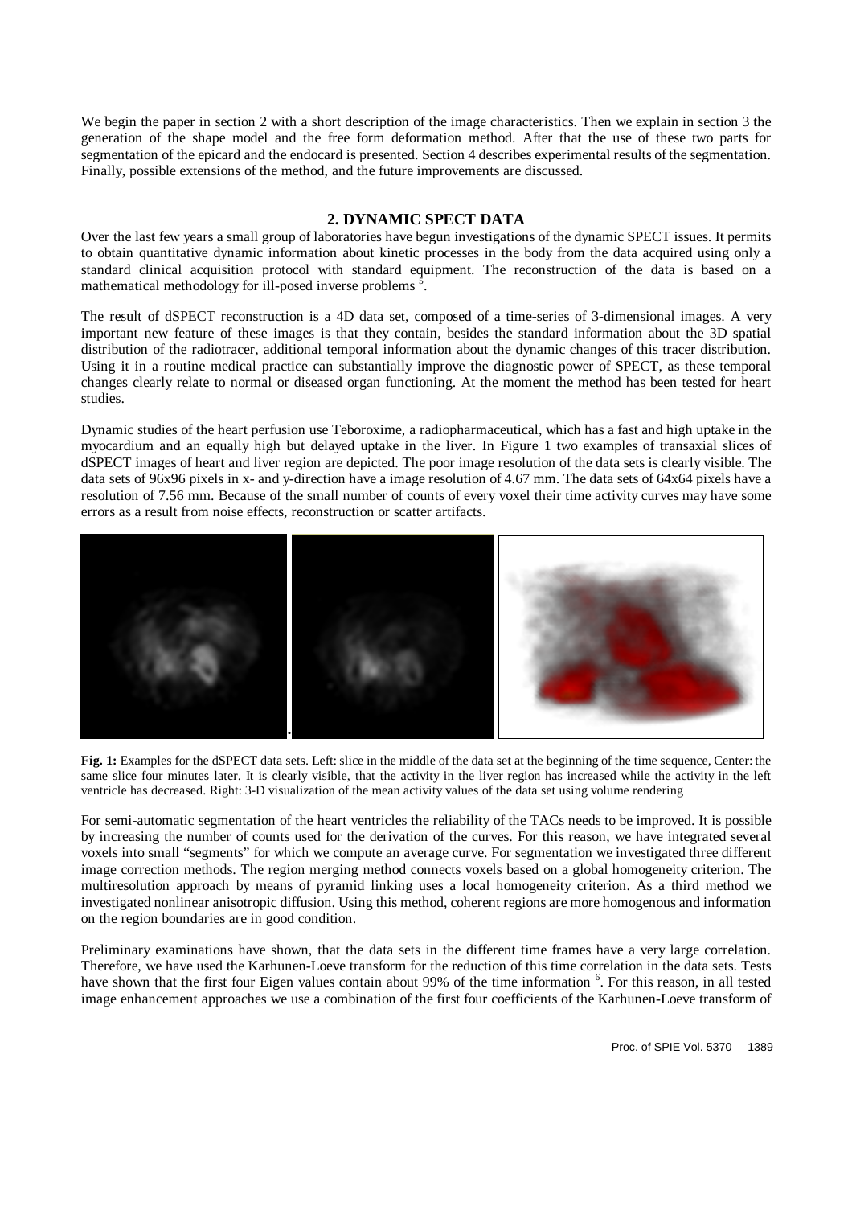We begin the paper in section 2 with a short description of the image characteristics. Then we explain in section 3 the generation of the shape model and the free form deformation method. After that the use of these two parts for segmentation of the epicard and the endocard is presented. Section 4 describes experimental results of the segmentation. Finally, possible extensions of the method, and the future improvements are discussed.

## 2. DYNAMIC SPECT DATA

Over the last few years a small group of laboratories have begun investigations of the dynamic SPECT issues. It permits to obtain quantitative dynamic information about kinetic processes in the body from the data acquired using only a standard clinical acquisition protocol with standard equipment. The reconstruction of the data is based on a mathematical methodology for ill-posed inverse problems [5].

The result of dSPECT reconstruction is a 4D data set, composed of a time-series of 3-dimensional images. A very important new feature of these images is that they contain, besides the standard information about the 3D spatial distribution of the radiotracer, additional temporal information about the dynamic changes of this tracer distribution. Using it in a routine medical practice can substantially improve the diagnostic power of SPECT, as these temporal changes clearly relate to normal or diseased organ functioning. At the moment the method has been tested for heart studies.

Dynamic studies of the heart perfusion use Teboroxime, a radiopharmaceutical, which has a fast and high uptake in the myocardium and an equally high but delayed uptake in the liver. In Figure 1 two examples of transaxial slices of dSPECT images of heart and liver region are depicted. The poor image resolution of the data sets is clearly visible. The data sets of 96x96 pixels in x- and y-direction have a image resolution of 4.67 mm. The data sets of 64x64 pixels have a resolution of 7.56 mm. Because of the small number of counts of every voxel their time activity curves may have some errors as a result from noise effects, reconstruction or scatter artifacts.

**Fig. 1:** Examples for the dSPECT data sets. Left: slice in the middle of the data set at the beginning of the time sequence, Center: the same slice four minutes later. It is clearly visible, that the activity in the liver region has increased while the activity in the left ventricle has decreased. Right: 3-D visualization of the mean activity values of the data set using volume rendering

For semi-automatic segmentation of the heart ventricles the reliability of the TACs needs to be improved. It is possible by increasing the number of counts used for the derivation of the curves. For this reason, we have integrated several voxels into small "segments" for which we compute an average curve. For segmentation we investigated three different image correction methods. The region merging method connects voxels based on a global homogeneity criterion. The multiresolution approach by means of pyramid linking uses a local homogeneity criterion. As a third method we investigated nonlinear anisotropic diffusion. Using this method, coherent regions are more homogenous and information on the region boundaries are in good condition.

Preliminary examinations have shown, that the data sets in the different time frames have a very large correlation. Therefore, we have used the Karhunen-Loeve transform for the reduction of this time correlation in the data sets. Tests have shown that the first four Eigen values contain about 99% of the time information [6]. For this reason, in all tested image enhancement approaches we use a combination of the first four coefficients of the Karhunen-Loeve transform of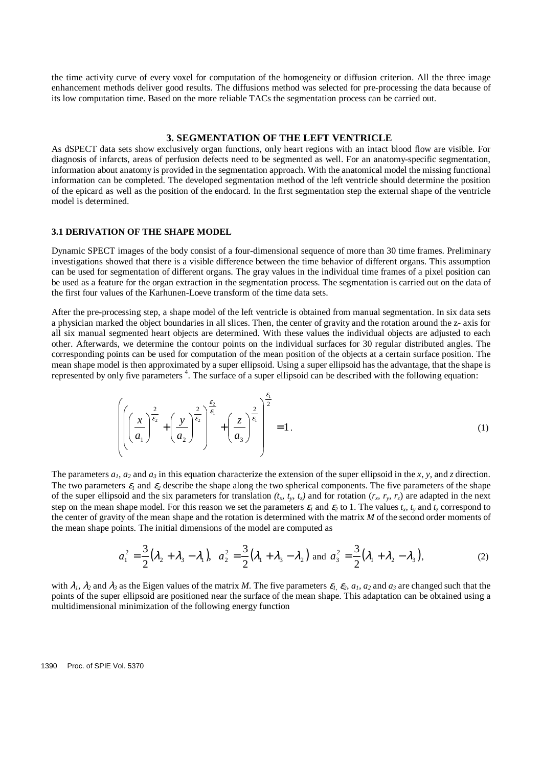the time activity curve of every voxel for computation of the homogeneity or diffusion criterion. All the three image enhancement methods deliver good results. The diffusions method was selected for pre-processing the data because of its low computation time. Based on the more reliable TACs the segmentation process can be carried out.

## 3. SEGMENTATION OF THE LEFT VENTRICLE

As dSPECT data sets show exclusively organ functions, only heart regions with an intact blood flow are visible. For diagnosis of infarcts, areas of perfusion defects need to be segmented as well. For an anatomy-specific segmentation, information about anatomy is provided in the segmentation approach. With the anatomical model the missing functional information can be completed. The developed segmentation method of the left ventricle should determine the position of the epicard as well as the position of the endocard. In the first segmentation step the external shape of the ventricle model is determined.

### 3.1 DERIVATION OF THE SHAPE MODEL

Dynamic SPECT images of the body consist of a four-dimensional sequence of more than 30 time frames. Preliminary investigations showed that there is a visible difference between the time behavior of different organs. This assumption can be used for segmentation of different organs. The gray values in the individual time frames of a pixel position can be used as a feature for the organ extraction in the segmentation process. The segmentation is carried out on the data of the first four values of the Karhunen-Loeve transform of the time data sets.

After the pre-processing step, a shape model of the left ventricle is obtained from manual segmentation. In six data sets a physician marked the object boundaries in all slices. Then, the center of gravity and the rotation around the z- axis for all six manual segmented heart objects are determined. With these values the individual objects are adjusted to each other. Afterwards, we determine the contour points on the individual surfaces for 30 regular distributed angles. The corresponding points can be used for computation of the mean position of the objects at a certain surface position. The mean shape model is then approximated by a super ellipsoid. Using a super ellipsoid has the advantage, that the shape is represented by only five parameters [4]. The surface of a super ellipsoid can be described with the following equation:

$$\left(\left(\left(\frac{x}{a_1}\right)^{\frac{2}{\varepsilon_2}}+\left(\frac{y}{a_2}\right)^{\frac{2}{\varepsilon_2}}\right)^{\frac{\varepsilon_2}{\varepsilon_1}}+\left(\frac{z}{a_3}\right)^{\frac{2}{\varepsilon_1}}\right)^{\frac{\varepsilon_1}{2}}=1. \tag{1}$$

The parameters $a_1$, $a_2$ and $a_3$ in this equation characterize the extension of the super ellipsoid in the *x*, *y*, and *z* direction. The two parameters $\varepsilon_1$ and $\varepsilon_2$ describe the shape along the two spherical components. The five parameters of the shape of the super ellipsoid and the six parameters for translation $(t_x, t_y, t_z)$ and for rotation $(r_x, r_y, r_z)$ are adapted in the next step on the mean shape model. For this reason we set the parameters $\varepsilon_1$ and $\varepsilon_2$ to 1. The values $t_x$, $t_y$ and $t_z$ correspond to the center of gravity of the mean shape and the rotation is determined with the matrix *M* of the second order moments of the mean shape points. The initial dimensions of the model are computed as

$$a_1^2=\frac{3}{2}(\lambda_2+\lambda_3-\lambda_1),\quad a_2^2=\frac{3}{2}(\lambda_1+\lambda_3-\lambda_2)\ \text{and}\ a_3^2=\frac{3}{2}(\lambda_1+\lambda_2-\lambda_3), \tag{2}$$

with $\lambda_1$, $\lambda_2$ and $\lambda_3$ as the Eigen values of the matrix *M*. The five parameters $\varepsilon_1$, $\varepsilon_2$, $a_1$, $a_2$ and $a_3$ are changed such that the points of the super ellipsoid are positioned near the surface of the mean shape. This adaptation can be obtained using a multidimensional minimization of the following energy function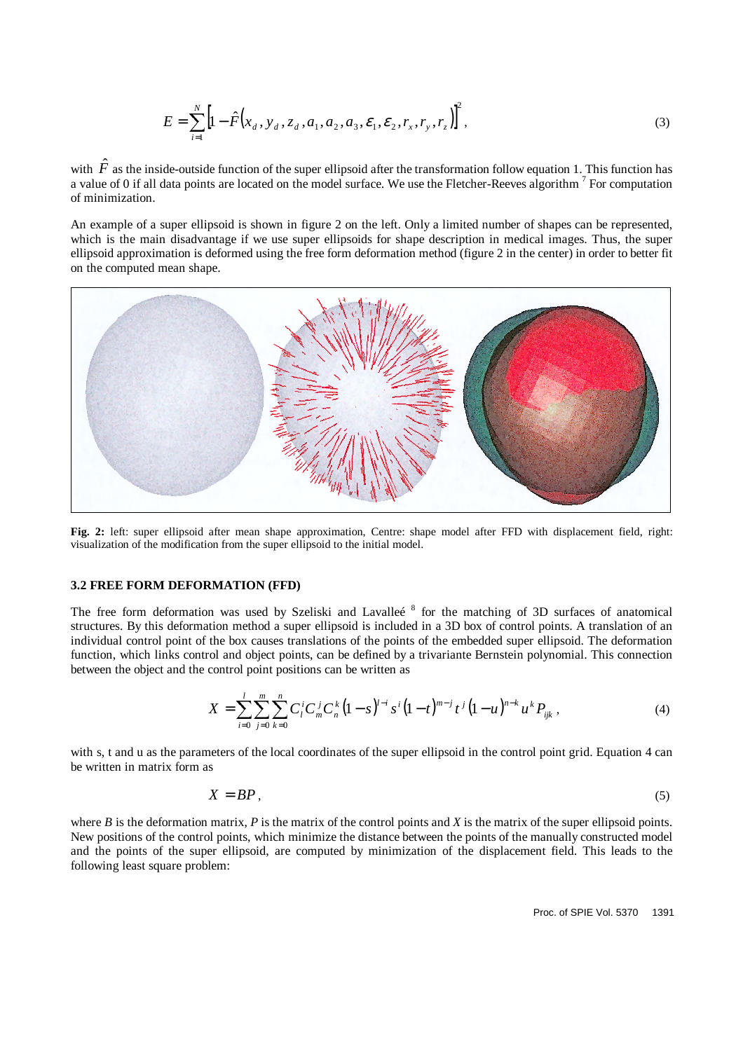$$E = \sum_{i=1}^{N} \left[ 1 - \hat{F}\left( x_d, y_d, z_d, a_1, a_2, a_3, \varepsilon_1, \varepsilon_2, r_x, r_y, r_z \right) \right]^2, \tag{3}$$

with $\hat{F}$ as the inside-outside function of the super ellipsoid after the transformation follow equation 1. This function has a value of 0 if all data points are located on the model surface. We use the Fletcher-Reeves algorithm [7] For computation of minimization.

An example of a super ellipsoid is shown in figure 2 on the left. Only a limited number of shapes can be represented, which is the main disadvantage if we use super ellipsoids for shape description in medical images. Thus, the super ellipsoid approximation is deformed using the free form deformation method (figure 2 in the center) in order to better fit on the computed mean shape.

**Fig. 2:** left: super ellipsoid after mean shape approximation, Centre: shape model after FFD with displacement field, right: visualization of the modification from the super ellipsoid to the initial model.

### 3.2 FREE FORM DEFORMATION (FFD)

The free form deformation was used by Szeliski and Lavalleé [8] for the matching of 3D surfaces of anatomical structures. By this deformation method a super ellipsoid is included in a 3D box of control points. A translation of an individual control point of the box causes translations of the points of the embedded super ellipsoid. The deformation function, which links control and object points, can be defined by a trivariante Bernstein polynomial. This connection between the object and the control point positions can be written as

$$X = \sum_{i=0}^{l} \sum_{j=0}^{m} \sum_{k=0}^{n} C_l^i C_m^j C_n^k (1-s)^{l-i} s^i (1-t)^{m-j} t^j (1-u)^{n-k} u^k P_{ijk}, \tag{4}$$

with s, t and u as the parameters of the local coordinates of the super ellipsoid in the control point grid. Equation 4 can be written in matrix form as

$$X = BP, \tag{5}$$

where *B* is the deformation matrix, *P* is the matrix of the control points and *X* is the matrix of the super ellipsoid points. New positions of the control points, which minimize the distance between the points of the manually constructed model and the points of the super ellipsoid, are computed by minimization of the displacement field. This leads to the following least square problem: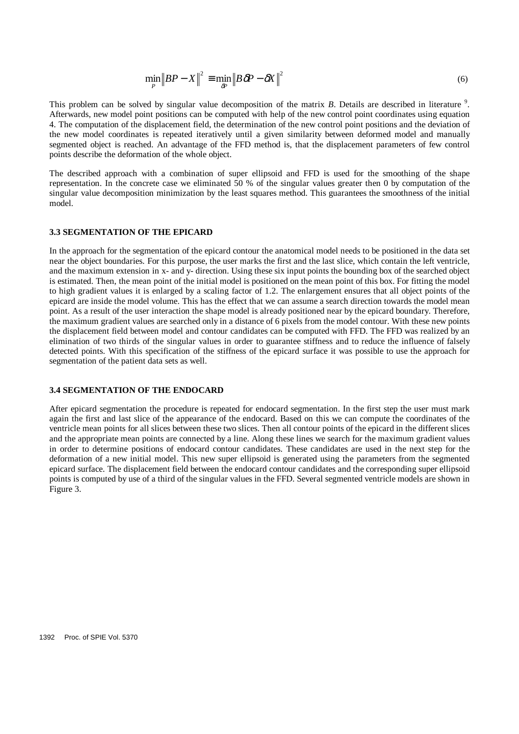$$\min_P \left\| BP - X \right\|^2 \equiv \min_{\delta P} \left\| B\delta P - \delta X \right\|^2 \tag{6}$$

This problem can be solved by singular value decomposition of the matrix *B*. Details are described in literature [9]. Afterwards, new model point positions can be computed with help of the new control point coordinates using equation 4. The computation of the displacement field, the determination of the new control point positions and the deviation of the new model coordinates is repeated iteratively until a given similarity between deformed model and manually segmented object is reached. An advantage of the FFD method is, that the displacement parameters of few control points describe the deformation of the whole object.

The described approach with a combination of super ellipsoid and FFD is used for the smoothing of the shape representation. In the concrete case we eliminated 50 % of the singular values greater then 0 by computation of the singular value decomposition minimization by the least squares method. This guarantees the smoothness of the initial model.

### 3.3 SEGMENTATION OF THE EPICARD

In the approach for the segmentation of the epicard contour the anatomical model needs to be positioned in the data set near the object boundaries. For this purpose, the user marks the first and the last slice, which contain the left ventricle, and the maximum extension in x- and y- direction. Using these six input points the bounding box of the searched object is estimated. Then, the mean point of the initial model is positioned on the mean point of this box. For fitting the model to high gradient values it is enlarged by a scaling factor of 1.2. The enlargement ensures that all object points of the epicard are inside the model volume. This has the effect that we can assume a search direction towards the model mean point. As a result of the user interaction the shape model is already positioned near by the epicard boundary. Therefore, the maximum gradient values are searched only in a distance of 6 pixels from the model contour. With these new points the displacement field between model and contour candidates can be computed with FFD. The FFD was realized by an elimination of two thirds of the singular values in order to guarantee stiffness and to reduce the influence of falsely detected points. With this specification of the stiffness of the epicard surface it was possible to use the approach for segmentation of the patient data sets as well.

### 3.4 SEGMENTATION OF THE ENDOCARD

After epicard segmentation the procedure is repeated for endocard segmentation. In the first step the user must mark again the first and last slice of the appearance of the endocard. Based on this we can compute the coordinates of the ventricle mean points for all slices between these two slices. Then all contour points of the epicard in the different slices and the appropriate mean points are connected by a line. Along these lines we search for the maximum gradient values in order to determine positions of endocard contour candidates. These candidates are used in the next step for the deformation of a new initial model. This new super ellipsoid is generated using the parameters from the segmented epicard surface. The displacement field between the endocard contour candidates and the corresponding super ellipsoid points is computed by use of a third of the singular values in the FFD. Several segmented ventricle models are shown in Figure 3.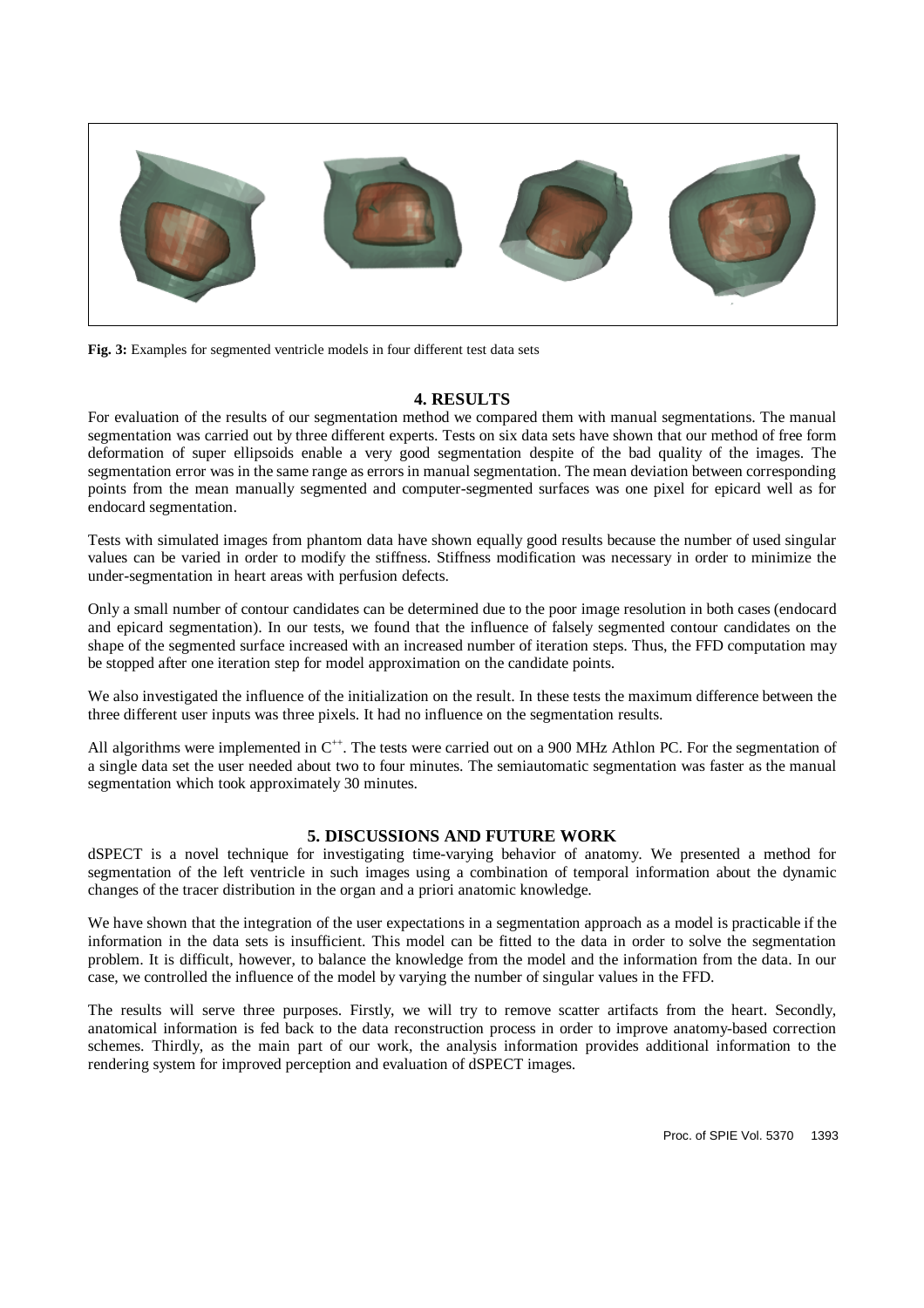**Fig. 3:** Examples for segmented ventricle models in four different test data sets

## 4. RESULTS

For evaluation of the results of our segmentation method we compared them with manual segmentations. The manual segmentation was carried out by three different experts. Tests on six data sets have shown that our method of free form deformation of super ellipsoids enable a very good segmentation despite of the bad quality of the images. The segmentation error was in the same range as errors in manual segmentation. The mean deviation between corresponding points from the mean manually segmented and computer-segmented surfaces was one pixel for epicard well as for endocard segmentation.

Tests with simulated images from phantom data have shown equally good results because the number of used singular values can be varied in order to modify the stiffness. Stiffness modification was necessary in order to minimize the under-segmentation in heart areas with perfusion defects.

Only a small number of contour candidates can be determined due to the poor image resolution in both cases (endocard and epicard segmentation). In our tests, we found that the influence of falsely segmented contour candidates on the shape of the segmented surface increased with an increased number of iteration steps. Thus, the FFD computation may be stopped after one iteration step for model approximation on the candidate points.

We also investigated the influence of the initialization on the result. In these tests the maximum difference between the three different user inputs was three pixels. It had no influence on the segmentation results.

All algorithms were implemented in $C^{++}$. The tests were carried out on a 900 MHz Athlon PC. For the segmentation of a single data set the user needed about two to four minutes. The semiautomatic segmentation was faster as the manual segmentation which took approximately 30 minutes.

## 5. DISCUSSIONS AND FUTURE WORK

dSPECT is a novel technique for investigating time-varying behavior of anatomy. We presented a method for segmentation of the left ventricle in such images using a combination of temporal information about the dynamic changes of the tracer distribution in the organ and a priori anatomic knowledge.

We have shown that the integration of the user expectations in a segmentation approach as a model is practicable if the information in the data sets is insufficient. This model can be fitted to the data in order to solve the segmentation problem. It is difficult, however, to balance the knowledge from the model and the information from the data. In our case, we controlled the influence of the model by varying the number of singular values in the FFD.

The results will serve three purposes. Firstly, we will try to remove scatter artifacts from the heart. Secondly, anatomical information is fed back to the data reconstruction process in order to improve anatomy-based correction schemes. Thirdly, as the main part of our work, the analysis information provides additional information to the rendering system for improved perception and evaluation of dSPECT images.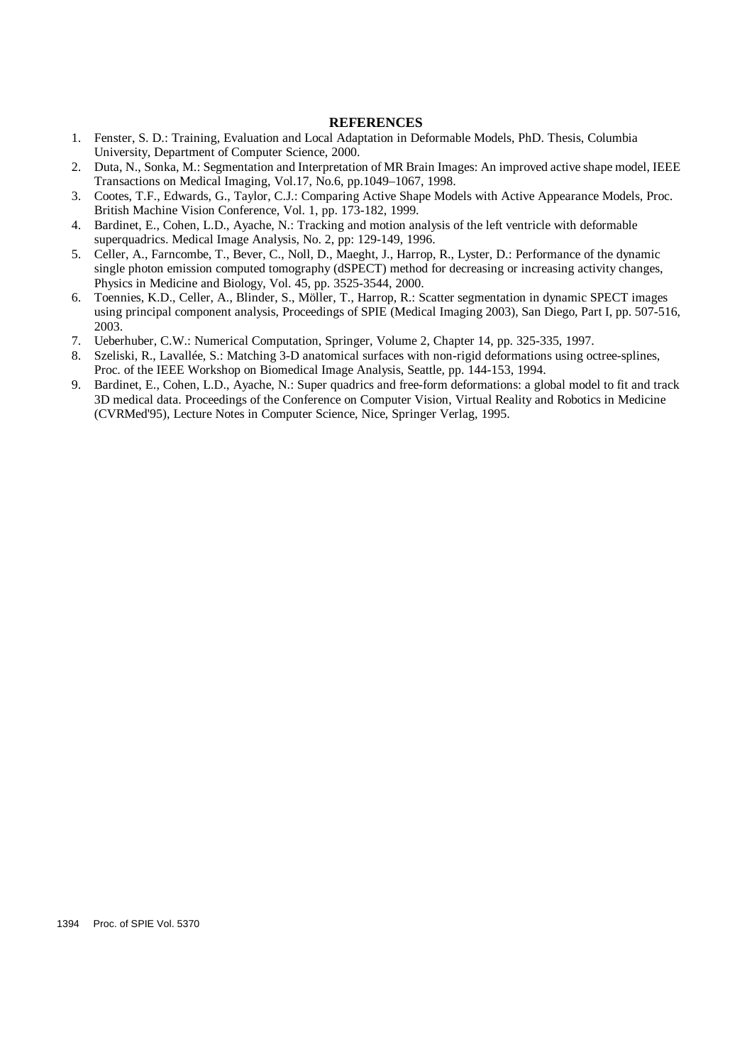## REFERENCES

1. Fenster, S. D.: Training, Evaluation and Local Adaptation in Deformable Models, PhD. Thesis, Columbia University, Department of Computer Science, 2000.
2. Duta, N., Sonka, M.: Segmentation and Interpretation of MR Brain Images: An improved active shape model, IEEE Transactions on Medical Imaging, Vol.17, No.6, pp.1049–1067, 1998.
3. Cootes, T.F., Edwards, G., Taylor, C.J.: Comparing Active Shape Models with Active Appearance Models, Proc. British Machine Vision Conference, Vol. 1, pp. 173-182, 1999.
4. Bardinet, E., Cohen, L.D., Ayache, N.: Tracking and motion analysis of the left ventricle with deformable superquadrics. Medical Image Analysis, No. 2, pp: 129-149, 1996.
5. Celler, A., Farncombe, T., Bever, C., Noll, D., Maeght, J., Harrop, R., Lyster, D.: Performance of the dynamic single photon emission computed tomography (dSPECT) method for decreasing or increasing activity changes, Physics in Medicine and Biology, Vol. 45, pp. 3525-3544, 2000.
6. Toennies, K.D., Celler, A., Blinder, S., Möller, T., Harrop, R.: Scatter segmentation in dynamic SPECT images using principal component analysis, Proceedings of SPIE (Medical Imaging 2003), San Diego, Part I, pp. 507-516, 2003.
7. Ueberhuber, C.W.: Numerical Computation, Springer, Volume 2, Chapter 14, pp. 325-335, 1997.
8. Szeliski, R., Lavallée, S.: Matching 3-D anatomical surfaces with non-rigid deformations using octree-splines, Proc. of the IEEE Workshop on Biomedical Image Analysis, Seattle, pp. 144-153, 1994.
9. Bardinet, E., Cohen, L.D., Ayache, N.: Super quadrics and free-form deformations: a global model to fit and track 3D medical data. Proceedings of the Conference on Computer Vision, Virtual Reality and Robotics in Medicine (CVRMed'95), Lecture Notes in Computer Science, Nice, Springer Verlag, 1995.